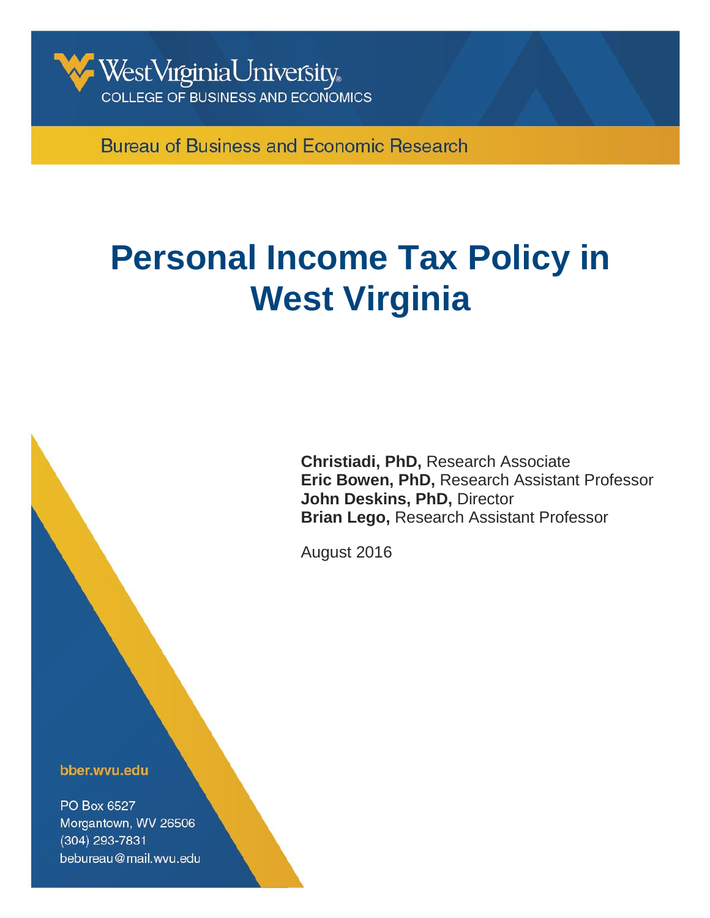West Virginia University
COLLEGE OF BUSINESS AND ECONOMICS

Bureau of Business and Economic Research

# Personal Income Tax Policy in West Virginia

**Christiadi, PhD,** Research Associate
**Eric Bowen, PhD,** Research Assistant Professor
**John Deskins, PhD,** Director
**Brian Lego,** Research Assistant Professor

August 2016

bber.wvu.edu

PO Box 6527
Morgantown, WV 26506
(304) 293-7831
bebureau@mail.wvu.edu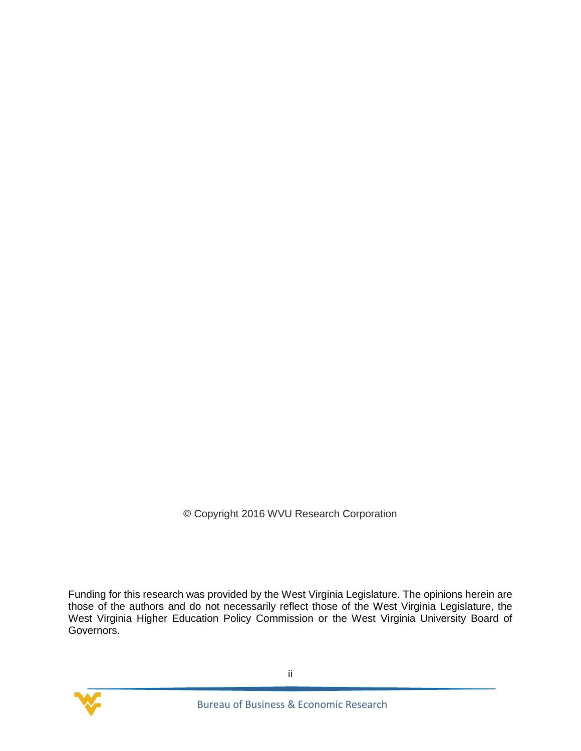© Copyright 2016 WVU Research Corporation

Funding for this research was provided by the West Virginia Legislature. The opinions herein are those of the authors and do not necessarily reflect those of the West Virginia Legislature, the West Virginia Higher Education Policy Commission or the West Virginia University Board of Governors.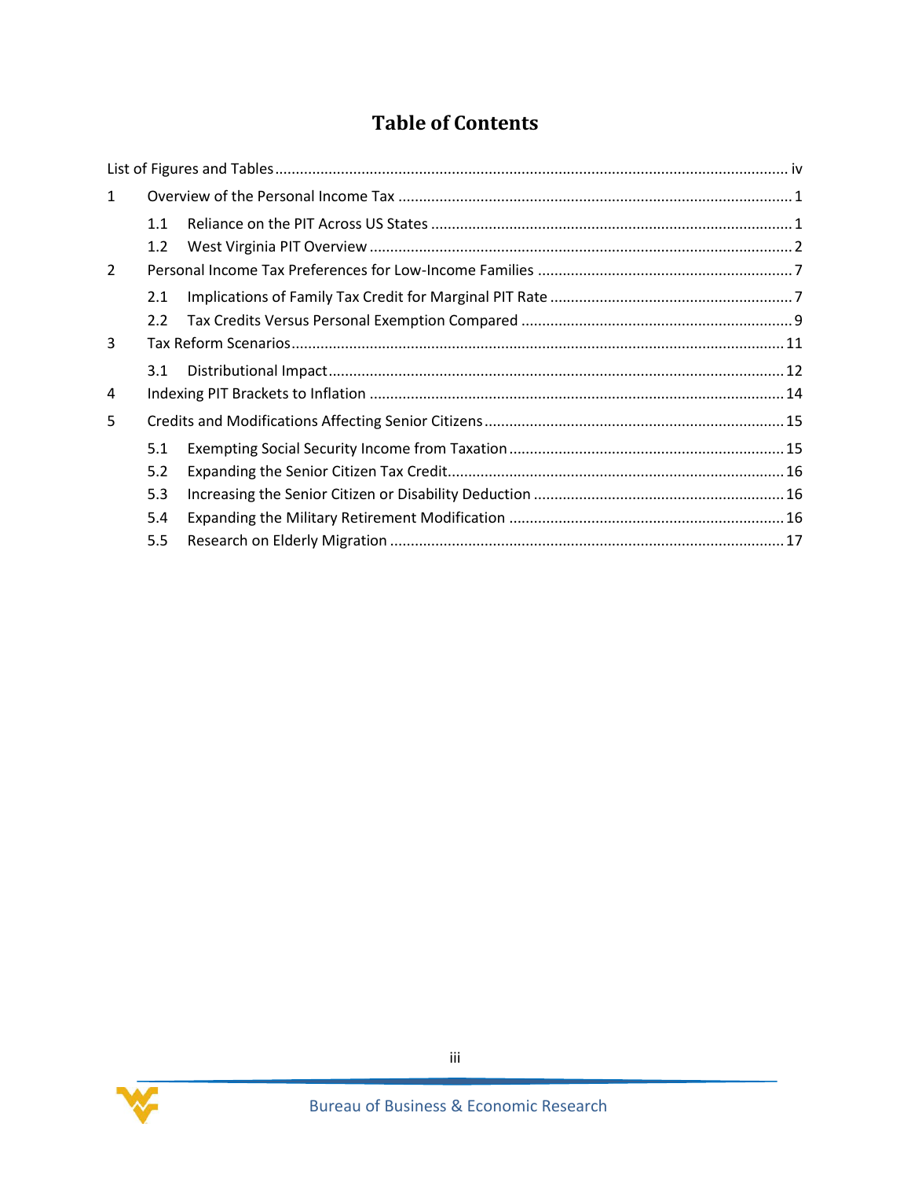# Table of Contents

List of Figures and Tables ........................................................ iv

1 Overview of the Personal Income Tax ........................................................ 1

 1.1 Reliance on the PIT Across US States ........................................................ 1

 1.2 West Virginia PIT Overview ........................................................ 2

2 Personal Income Tax Preferences for Low-Income Families ........................................................ 7

 2.1 Implications of Family Tax Credit for Marginal PIT Rate ........................................................ 7

 2.2 Tax Credits Versus Personal Exemption Compared ........................................................ 9

3 Tax Reform Scenarios ........................................................ 11

 3.1 Distributional Impact ........................................................ 12

4 Indexing PIT Brackets to Inflation ........................................................ 14

5 Credits and Modifications Affecting Senior Citizens ........................................................ 15

 5.1 Exempting Social Security Income from Taxation ........................................................ 15

 5.2 Expanding the Senior Citizen Tax Credit ........................................................ 16

 5.3 Increasing the Senior Citizen or Disability Deduction ........................................................ 16

 5.4 Expanding the Military Retirement Modification ........................................................ 16

 5.5 Research on Elderly Migration ........................................................ 17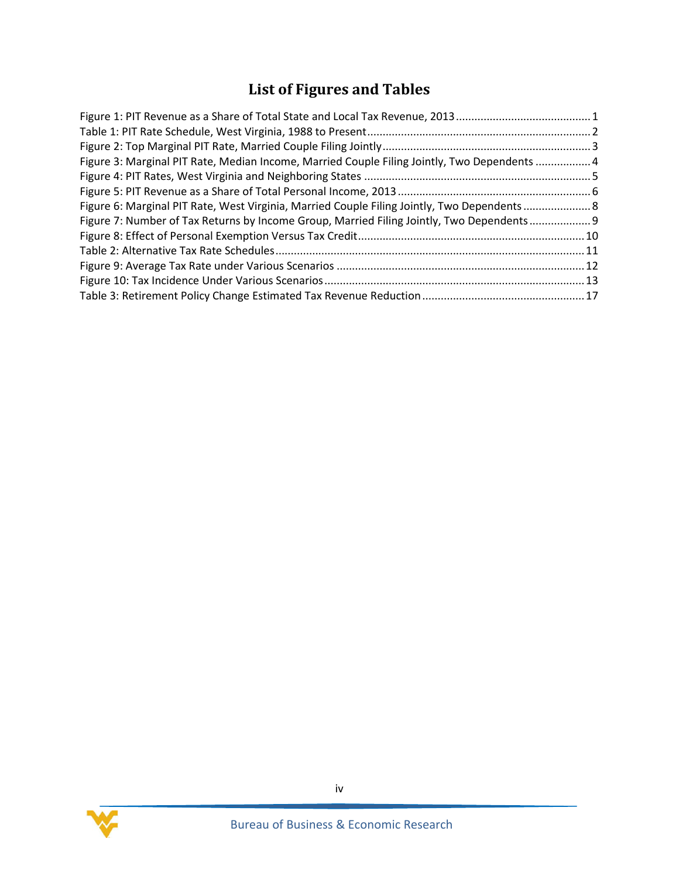# List of Figures and Tables

Figure 1: PIT Revenue as a Share of Total State and Local Tax Revenue, 2013 ............................................ 1
Table 1: PIT Rate Schedule, West Virginia, 1988 to Present ........................................................................ 2
Figure 2: Top Marginal PIT Rate, Married Couple Filing Jointly ................................................................... 3
Figure 3: Marginal PIT Rate, Median Income, Married Couple Filing Jointly, Two Dependents .................. 4
Figure 4: PIT Rates, West Virginia and Neighboring States .......................................................................... 5
Figure 5: PIT Revenue as a Share of Total Personal Income, 2013 .............................................................. 6
Figure 6: Marginal PIT Rate, West Virginia, Married Couple Filing Jointly, Two Dependents ...................... 8
Figure 7: Number of Tax Returns by Income Group, Married Filing Jointly, Two Dependents .................... 9
Figure 8: Effect of Personal Exemption Versus Tax Credit ......................................................................... 10
Table 2: Alternative Tax Rate Schedules .................................................................................................... 11
Figure 9: Average Tax Rate under Various Scenarios ................................................................................. 12
Figure 10: Tax Incidence Under Various Scenarios .................................................................................... 13
Table 3: Retirement Policy Change Estimated Tax Revenue Reduction ..................................................... 17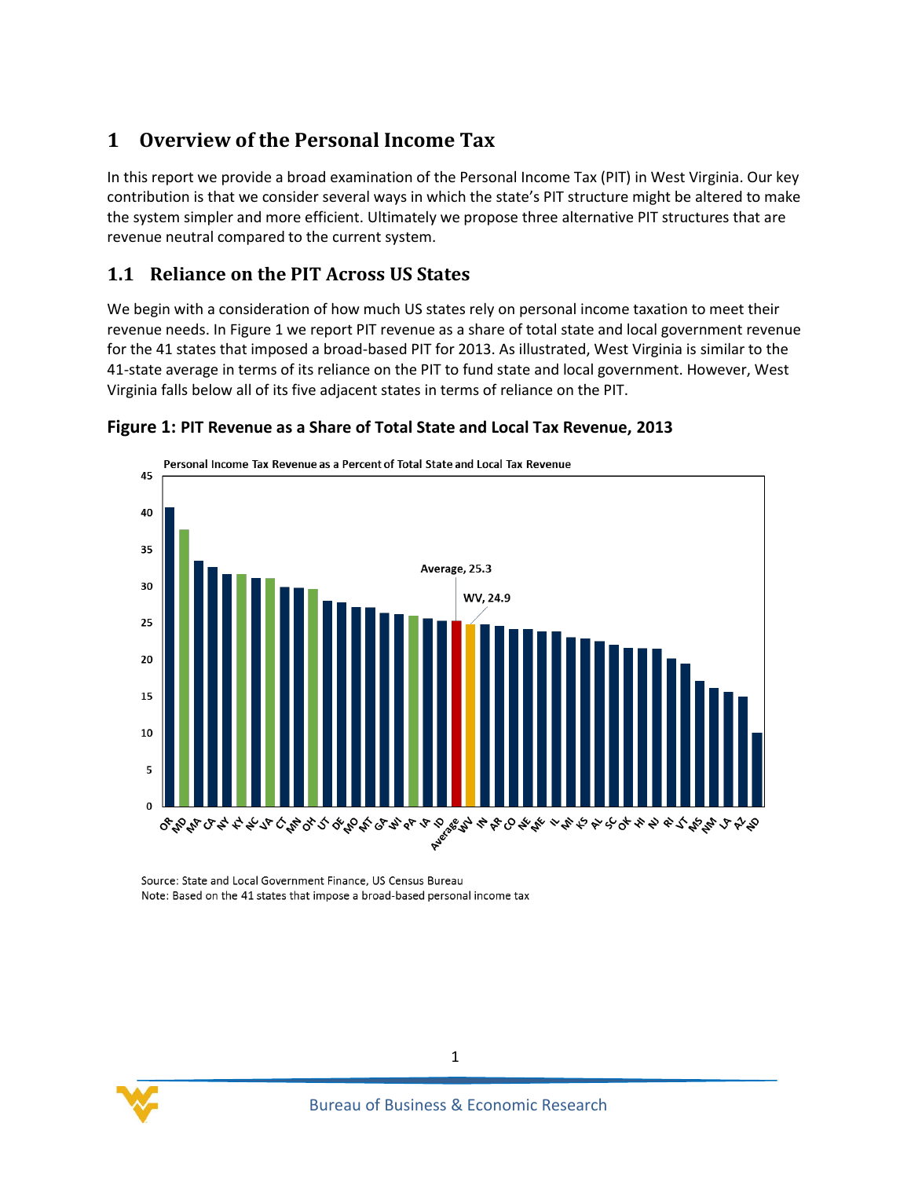# 1 Overview of the Personal Income Tax

In this report we provide a broad examination of the Personal Income Tax (PIT) in West Virginia. Our key contribution is that we consider several ways in which the state's PIT structure might be altered to make the system simpler and more efficient. Ultimately we propose three alternative PIT structures that are revenue neutral compared to the current system.

## 1.1 Reliance on the PIT Across US States

We begin with a consideration of how much US states rely on personal income taxation to meet their revenue needs. In Figure 1 we report PIT revenue as a share of total state and local government revenue for the 41 states that imposed a broad-based PIT for 2013. As illustrated, West Virginia is similar to the 41-state average in terms of its reliance on the PIT to fund state and local government. However, West Virginia falls below all of its five adjacent states in terms of reliance on the PIT.

**Figure 1: PIT Revenue as a Share of Total State and Local Tax Revenue, 2013**

Personal Income Tax Revenue as a Percent of Total State and Local Tax Revenue

Average, 25.3

WV, 24.9

Source: State and Local Government Finance, US Census Bureau
Note: Based on the 41 states that impose a broad-based personal income tax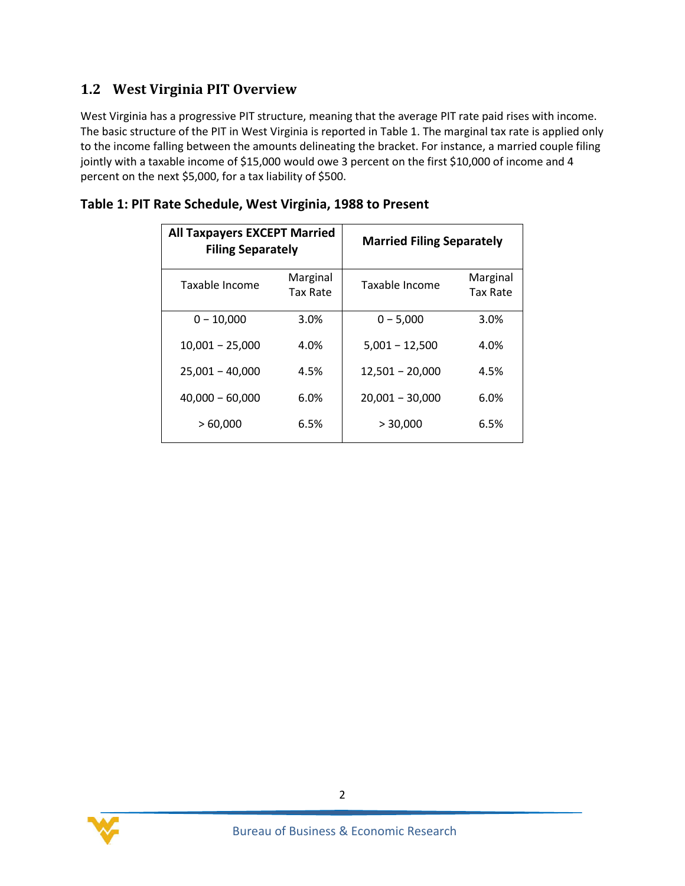## 1.2 West Virginia PIT Overview

West Virginia has a progressive PIT structure, meaning that the average PIT rate paid rises with income. The basic structure of the PIT in West Virginia is reported in Table 1. The marginal tax rate is applied only to the income falling between the amounts delineating the bracket. For instance, a married couple filing jointly with a taxable income of $15,000 would owe 3 percent on the first $10,000 of income and 4 percent on the next $5,000, for a tax liability of $500.

### Table 1: PIT Rate Schedule, West Virginia, 1988 to Present

| **All Taxpayers EXCEPT Married Filing Separately** | | **Married Filing Separately** | |
|---|---|---|---|
| Taxable Income | Marginal Tax Rate | Taxable Income | Marginal Tax Rate |
| 0 – 10,000 | 3.0% | 0 – 5,000 | 3.0% |
| 10,001 – 25,000 | 4.0% | 5,001 – 12,500 | 4.0% |
| 25,001 – 40,000 | 4.5% | 12,501 – 20,000 | 4.5% |
| 40,000 – 60,000 | 6.0% | 20,001 – 30,000 | 6.0% |
| > 60,000 | 6.5% | > 30,000 | 6.5% |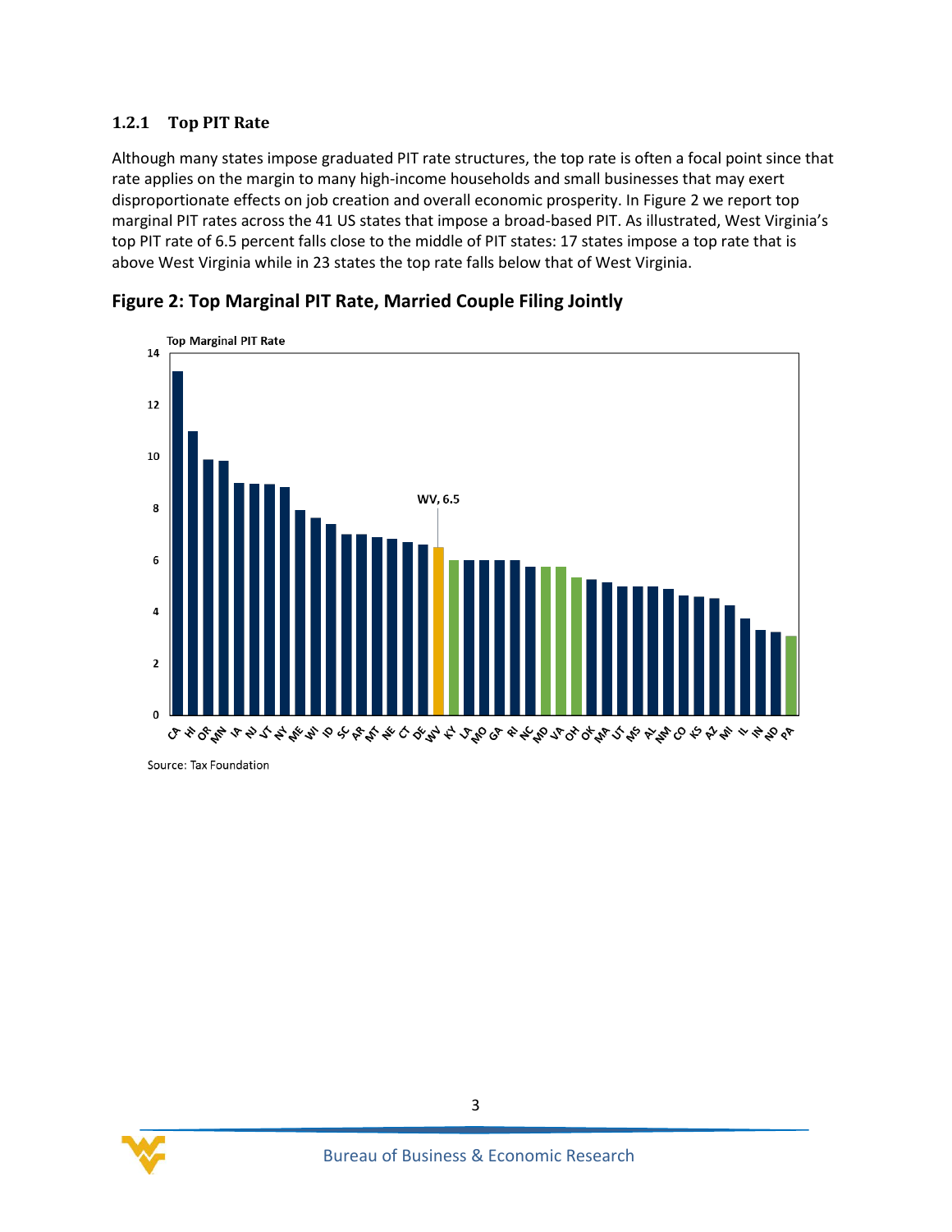### 1.2.1 Top PIT Rate

Although many states impose graduated PIT rate structures, the top rate is often a focal point since that rate applies on the margin to many high-income households and small businesses that may exert disproportionate effects on job creation and overall economic prosperity. In Figure 2 we report top marginal PIT rates across the 41 US states that impose a broad-based PIT. As illustrated, West Virginia's top PIT rate of 6.5 percent falls close to the middle of PIT states: 17 states impose a top rate that is above West Virginia while in 23 states the top rate falls below that of West Virginia.

**Figure 2: Top Marginal PIT Rate, Married Couple Filing Jointly**

Source: Tax Foundation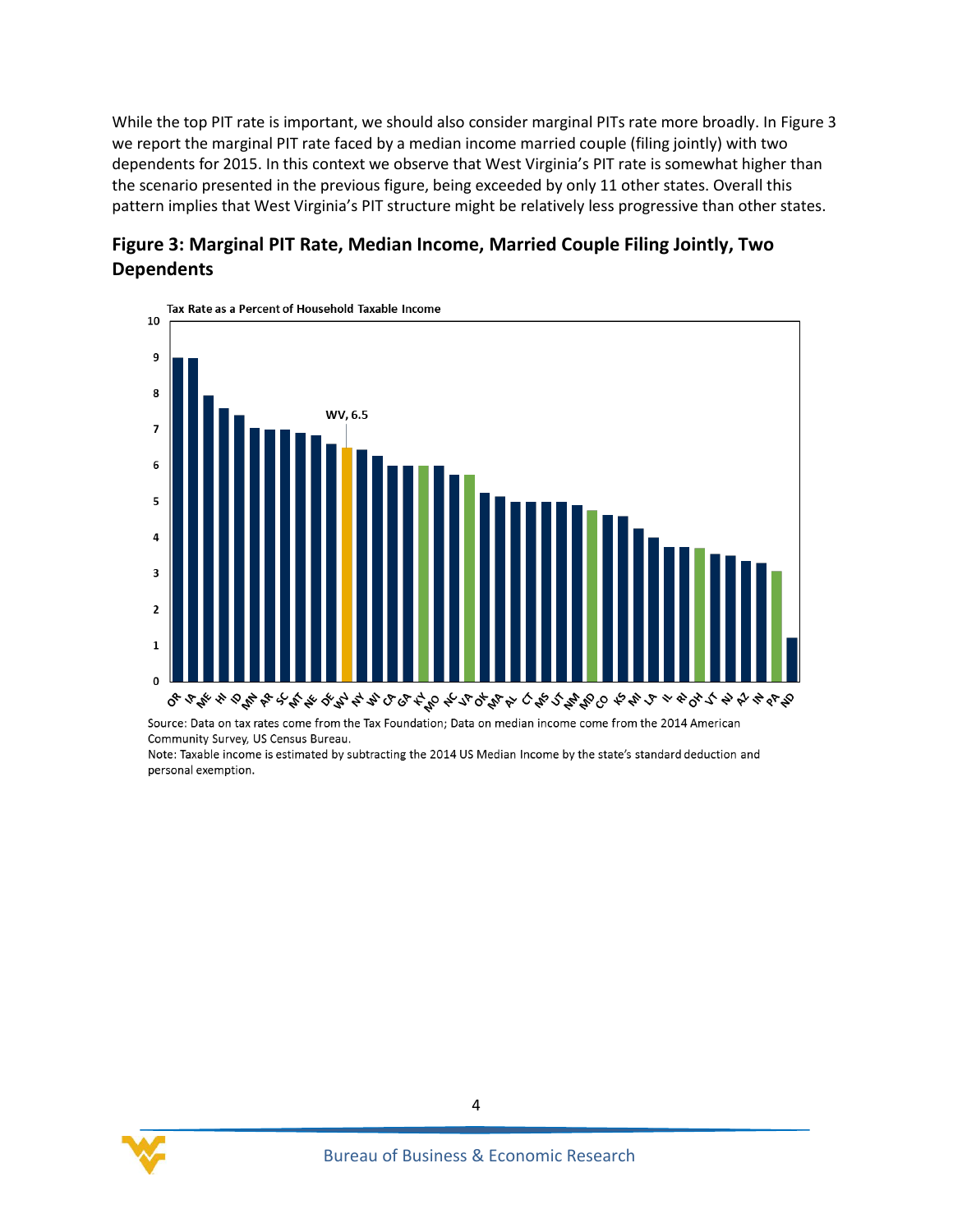While the top PIT rate is important, we should also consider marginal PITs rate more broadly. In Figure 3 we report the marginal PIT rate faced by a median income married couple (filing jointly) with two dependents for 2015. In this context we observe that West Virginia's PIT rate is somewhat higher than the scenario presented in the previous figure, being exceeded by only 11 other states. Overall this pattern implies that West Virginia's PIT structure might be relatively less progressive than other states.

## Figure 3: Marginal PIT Rate, Median Income, Married Couple Filing Jointly, Two Dependents

Source: Data on tax rates come from the Tax Foundation; Data on median income come from the 2014 American Community Survey, US Census Bureau.

Note: Taxable income is estimated by subtracting the 2014 US Median Income by the state's standard deduction and personal exemption.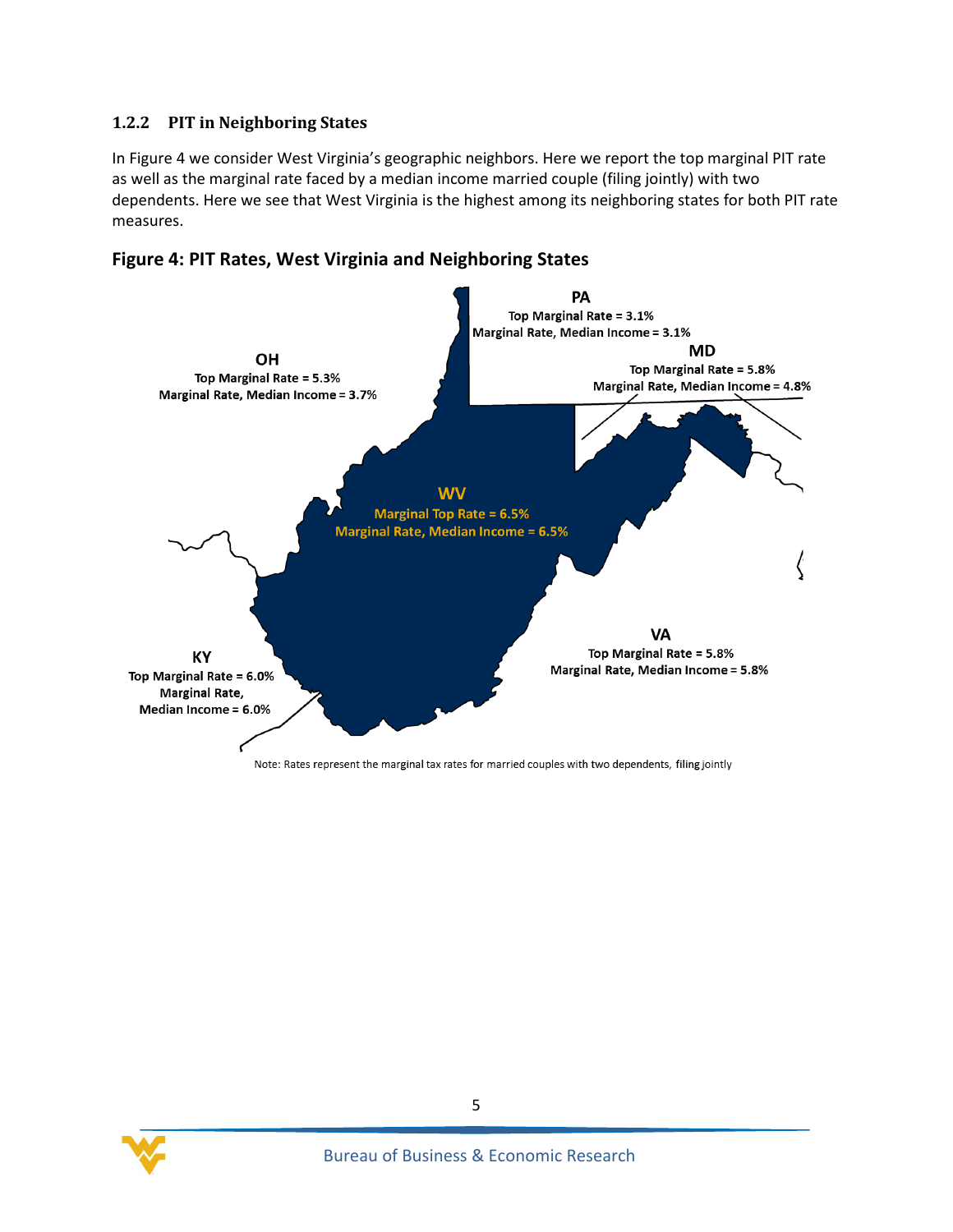### 1.2.2 PIT in Neighboring States

In Figure 4 we consider West Virginia's geographic neighbors. Here we report the top marginal PIT rate as well as the marginal rate faced by a median income married couple (filing jointly) with two dependents. Here we see that West Virginia is the highest among its neighboring states for both PIT rate measures.

**Figure 4: PIT Rates, West Virginia and Neighboring States**

**PA**
Top Marginal Rate = 3.1%
Marginal Rate, Median Income = 3.1%

**OH**
Top Marginal Rate = 5.3%
Marginal Rate, Median Income = 3.7%

**MD**
Top Marginal Rate = 5.8%
Marginal Rate, Median Income = 4.8%

**WV**
Marginal Top Rate = 6.5%
Marginal Rate, Median Income = 6.5%

**VA**
Top Marginal Rate = 5.8%
Marginal Rate, Median Income = 5.8%

**KY**
Top Marginal Rate = 6.0%
Marginal Rate, Median Income = 6.0%

Note: Rates represent the marginal tax rates for married couples with two dependents, filing jointly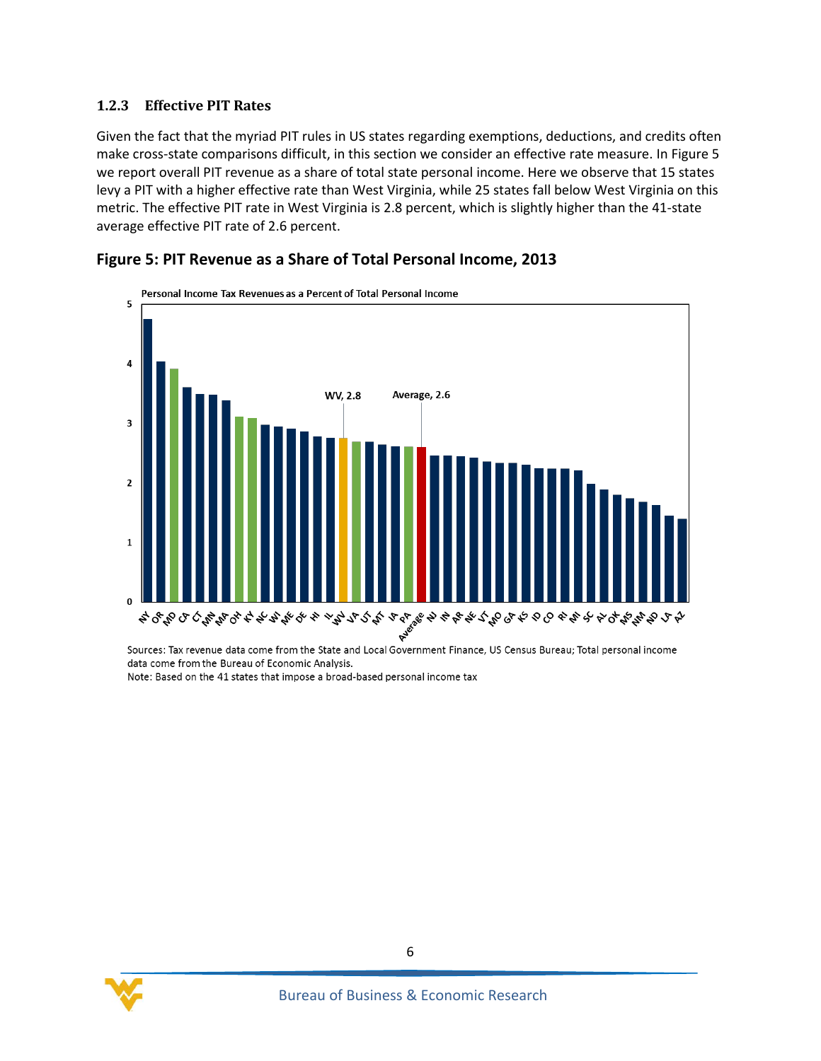### 1.2.3 Effective PIT Rates

Given the fact that the myriad PIT rules in US states regarding exemptions, deductions, and credits often make cross-state comparisons difficult, in this section we consider an effective rate measure. In Figure 5 we report overall PIT revenue as a share of total state personal income. Here we observe that 15 states levy a PIT with a higher effective rate than West Virginia, while 25 states fall below West Virginia on this metric. The effective PIT rate in West Virginia is 2.8 percent, which is slightly higher than the 41-state average effective PIT rate of 2.6 percent.

## Figure 5: PIT Revenue as a Share of Total Personal Income, 2013

Personal Income Tax Revenues as a Percent of Total Personal Income

WV, 2.8

Average, 2.6

NY, OR, MD, CA, CT, MN, MA, OH, KY, NC, WI, ME, DE, HI, IL, WV, VA, UT, MT, IA, PA, Average, NJ, IN, AR, NE, VT, MO, GA, KS, ID, CO, RI, MI, SC, AL, OK, MS, NM, ND, LA, AZ

Sources: Tax revenue data come from the State and Local Government Finance, US Census Bureau; Total personal income data come from the Bureau of Economic Analysis.

Note: Based on the 41 states that impose a broad-based personal income tax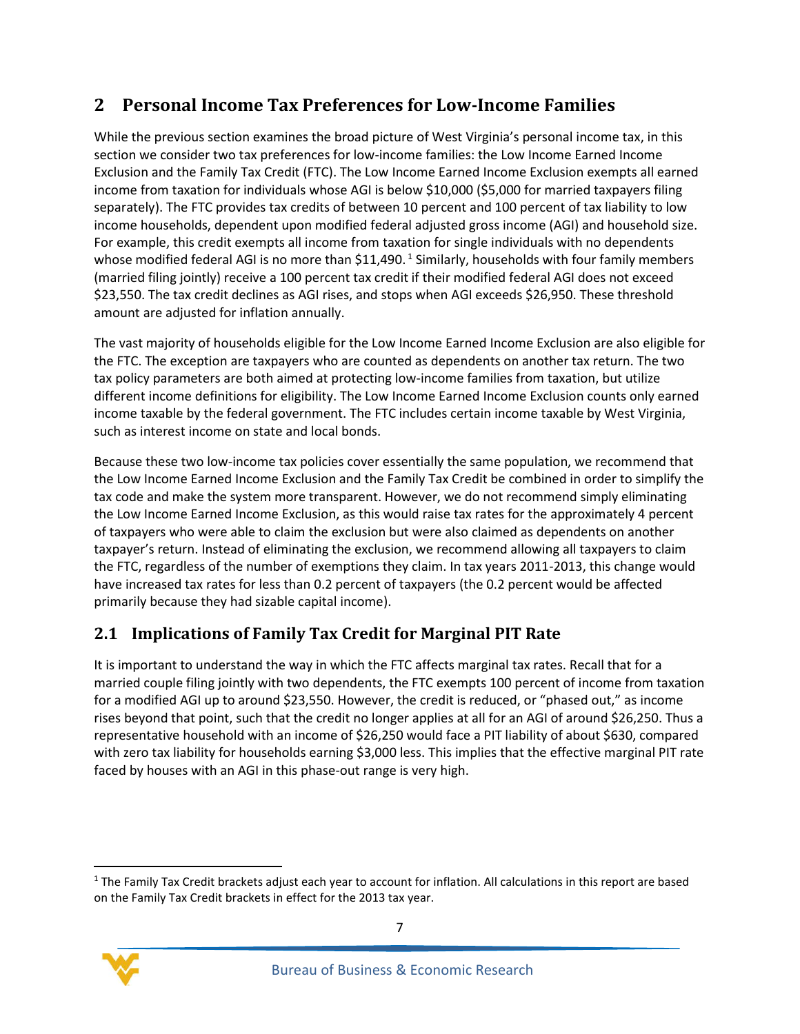## 2 Personal Income Tax Preferences for Low-Income Families

While the previous section examines the broad picture of West Virginia's personal income tax, in this section we consider two tax preferences for low-income families: the Low Income Earned Income Exclusion and the Family Tax Credit (FTC). The Low Income Earned Income Exclusion exempts all earned income from taxation for individuals whose AGI is below $10,000 ($5,000 for married taxpayers filing separately). The FTC provides tax credits of between 10 percent and 100 percent of tax liability to low income households, dependent upon modified federal adjusted gross income (AGI) and household size. For example, this credit exempts all income from taxation for single individuals with no dependents whose modified federal AGI is no more than $11,490. [1] Similarly, households with four family members (married filing jointly) receive a 100 percent tax credit if their modified federal AGI does not exceed $23,550. The tax credit declines as AGI rises, and stops when AGI exceeds $26,950. These threshold amount are adjusted for inflation annually.

The vast majority of households eligible for the Low Income Earned Income Exclusion are also eligible for the FTC. The exception are taxpayers who are counted as dependents on another tax return. The two tax policy parameters are both aimed at protecting low-income families from taxation, but utilize different income definitions for eligibility. The Low Income Earned Income Exclusion counts only earned income taxable by the federal government. The FTC includes certain income taxable by West Virginia, such as interest income on state and local bonds.

Because these two low-income tax policies cover essentially the same population, we recommend that the Low Income Earned Income Exclusion and the Family Tax Credit be combined in order to simplify the tax code and make the system more transparent. However, we do not recommend simply eliminating the Low Income Earned Income Exclusion, as this would raise tax rates for the approximately 4 percent of taxpayers who were able to claim the exclusion but were also claimed as dependents on another taxpayer's return. Instead of eliminating the exclusion, we recommend allowing all taxpayers to claim the FTC, regardless of the number of exemptions they claim. In tax years 2011-2013, this change would have increased tax rates for less than 0.2 percent of taxpayers (the 0.2 percent would be affected primarily because they had sizable capital income).

### 2.1 Implications of Family Tax Credit for Marginal PIT Rate

It is important to understand the way in which the FTC affects marginal tax rates. Recall that for a married couple filing jointly with two dependents, the FTC exempts 100 percent of income from taxation for a modified AGI up to around $23,550. However, the credit is reduced, or "phased out," as income rises beyond that point, such that the credit no longer applies at all for an AGI of around $26,250. Thus a representative household with an income of $26,250 would face a PIT liability of about $630, compared with zero tax liability for households earning $3,000 less. This implies that the effective marginal PIT rate faced by houses with an AGI in this phase-out range is very high.

[1] The Family Tax Credit brackets adjust each year to account for inflation. All calculations in this report are based on the Family Tax Credit brackets in effect for the 2013 tax year.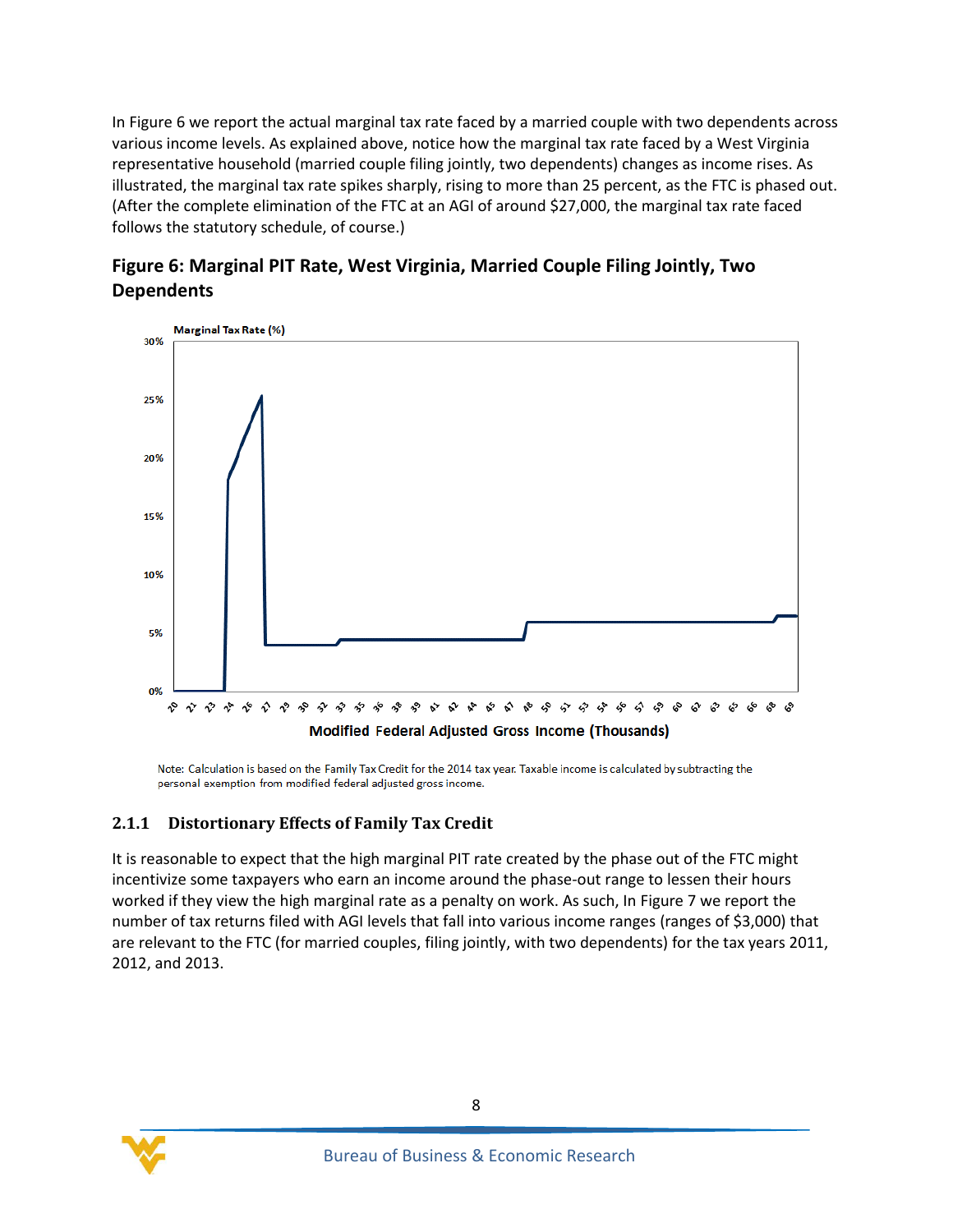In Figure 6 we report the actual marginal tax rate faced by a married couple with two dependents across various income levels. As explained above, notice how the marginal tax rate faced by a West Virginia representative household (married couple filing jointly, two dependents) changes as income rises. As illustrated, the marginal tax rate spikes sharply, rising to more than 25 percent, as the FTC is phased out. (After the complete elimination of the FTC at an AGI of around $27,000, the marginal tax rate faced follows the statutory schedule, of course.)

### Figure 6: Marginal PIT Rate, West Virginia, Married Couple Filing Jointly, Two Dependents

Note: Calculation is based on the Family Tax Credit for the 2014 tax year. Taxable income is calculated by subtracting the personal exemption from modified federal adjusted gross income.

### 2.1.1 Distortionary Effects of Family Tax Credit

It is reasonable to expect that the high marginal PIT rate created by the phase out of the FTC might incentivize some taxpayers who earn an income around the phase-out range to lessen their hours worked if they view the high marginal rate as a penalty on work. As such, In Figure 7 we report the number of tax returns filed with AGI levels that fall into various income ranges (ranges of $3,000) that are relevant to the FTC (for married couples, filing jointly, with two dependents) for the tax years 2011, 2012, and 2013.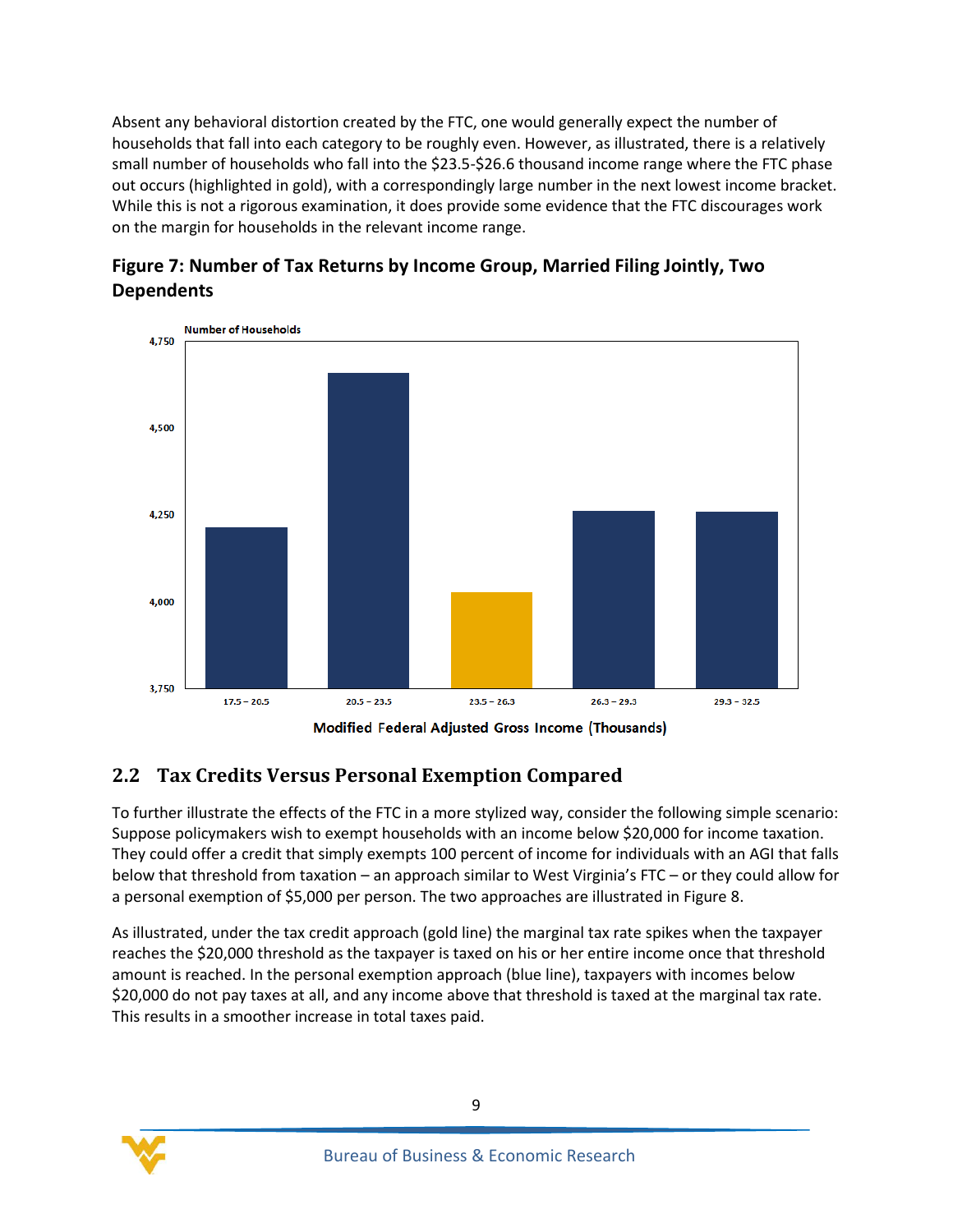Absent any behavioral distortion created by the FTC, one would generally expect the number of households that fall into each category to be roughly even. However, as illustrated, there is a relatively small number of households who fall into the $23.5-$26.6 thousand income range where the FTC phase out occurs (highlighted in gold), with a correspondingly large number in the next lowest income bracket. While this is not a rigorous examination, it does provide some evidence that the FTC discourages work on the margin for households in the relevant income range.

### Figure 7: Number of Tax Returns by Income Group, Married Filing Jointly, Two Dependents

Number of Households

4,750

4,500

4,250

4,000

3,750

17.5 – 20.5 &nbsp; 20.5 – 23.5 &nbsp; 23.5 – 26.3 &nbsp; 26.3 – 29.3 &nbsp; 29.3 – 32.5

Modified Federal Adjusted Gross Income (Thousands)

## 2.2 Tax Credits Versus Personal Exemption Compared

To further illustrate the effects of the FTC in a more stylized way, consider the following simple scenario: Suppose policymakers wish to exempt households with an income below $20,000 for income taxation. They could offer a credit that simply exempts 100 percent of income for individuals with an AGI that falls below that threshold from taxation – an approach similar to West Virginia's FTC – or they could allow for a personal exemption of $5,000 per person. The two approaches are illustrated in Figure 8.

As illustrated, under the tax credit approach (gold line) the marginal tax rate spikes when the taxpayer reaches the $20,000 threshold as the taxpayer is taxed on his or her entire income once that threshold amount is reached. In the personal exemption approach (blue line), taxpayers with incomes below $20,000 do not pay taxes at all, and any income above that threshold is taxed at the marginal tax rate. This results in a smoother increase in total taxes paid.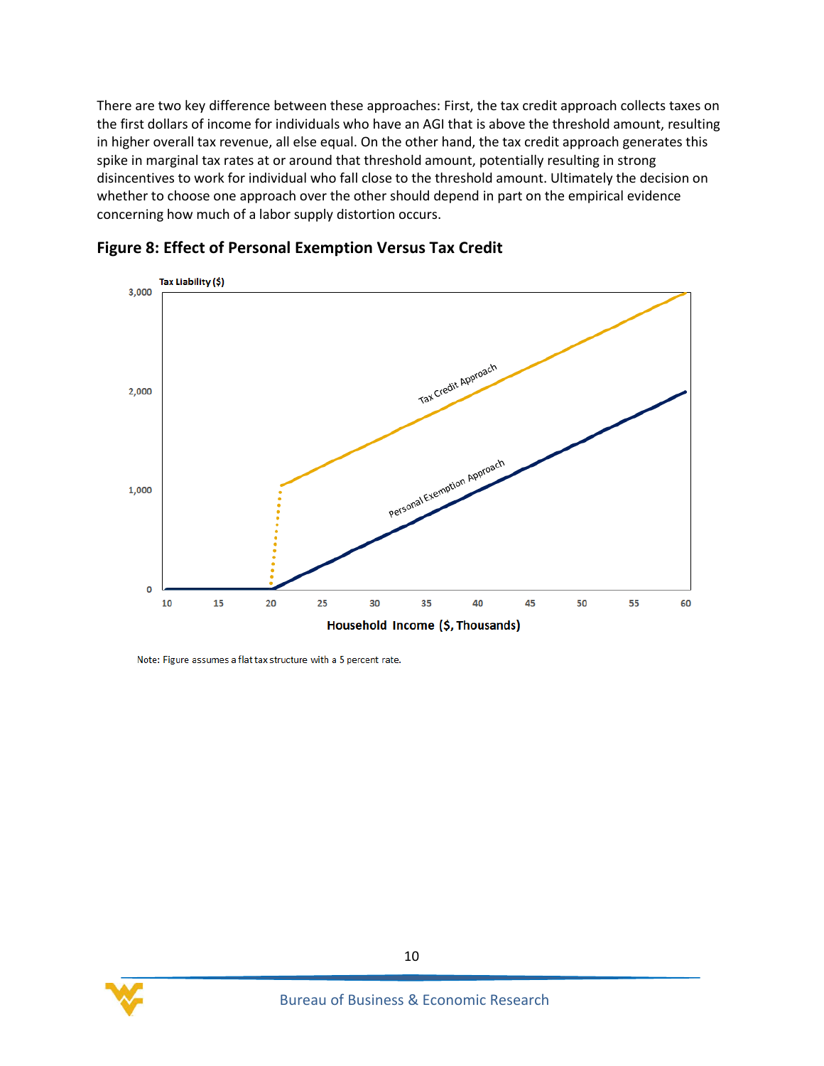There are two key difference between these approaches: First, the tax credit approach collects taxes on the first dollars of income for individuals who have an AGI that is above the threshold amount, resulting in higher overall tax revenue, all else equal. On the other hand, the tax credit approach generates this spike in marginal tax rates at or around that threshold amount, potentially resulting in strong disincentives to work for individual who fall close to the threshold amount. Ultimately the decision on whether to choose one approach over the other should depend in part on the empirical evidence concerning how much of a labor supply distortion occurs.

### Figure 8: Effect of Personal Exemption Versus Tax Credit

Note: Figure assumes a flat tax structure with a 5 percent rate.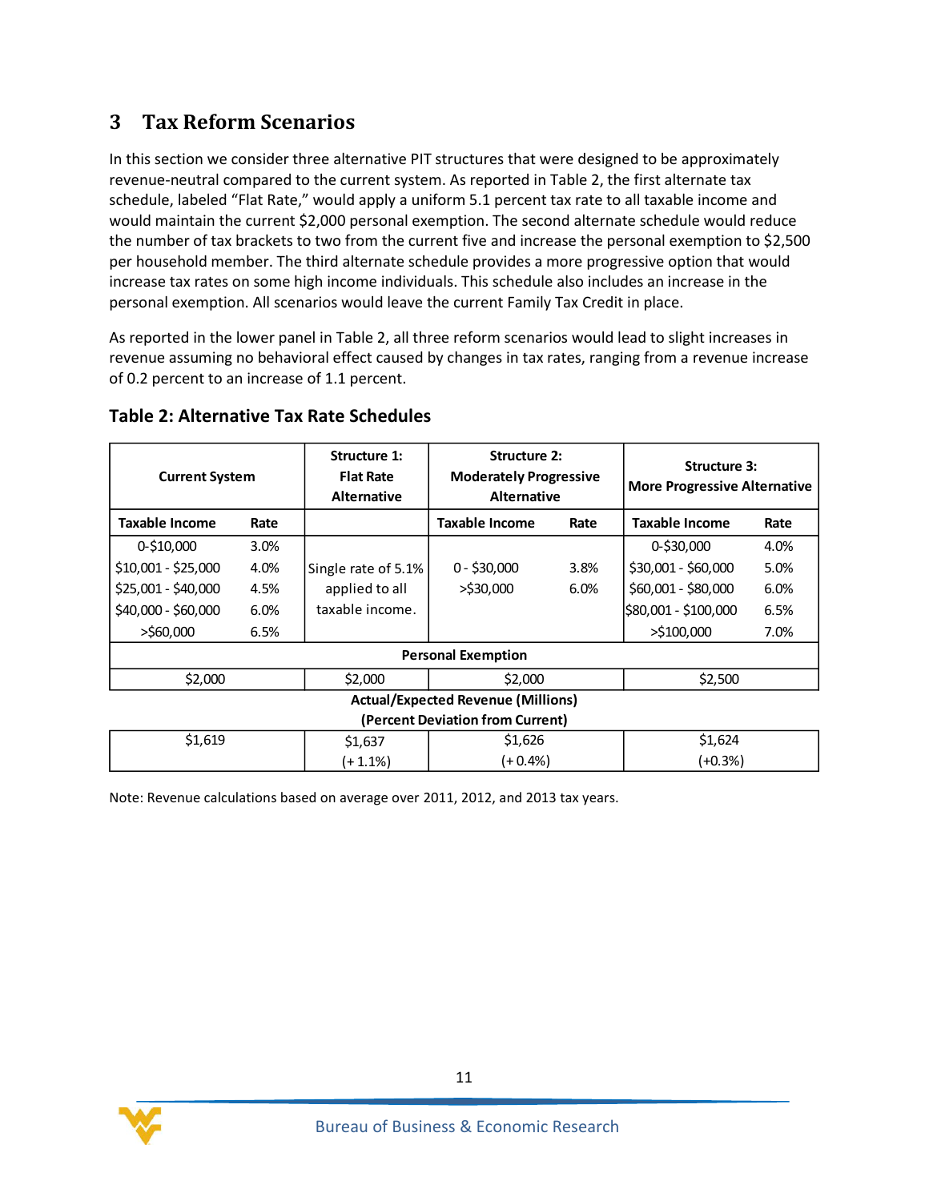## 3 Tax Reform Scenarios

In this section we consider three alternative PIT structures that were designed to be approximately revenue-neutral compared to the current system. As reported in Table 2, the first alternate tax schedule, labeled "Flat Rate," would apply a uniform 5.1 percent tax rate to all taxable income and would maintain the current $2,000 personal exemption. The second alternate schedule would reduce the number of tax brackets to two from the current five and increase the personal exemption to $2,500 per household member. The third alternate schedule provides a more progressive option that would increase tax rates on some high income individuals. This schedule also includes an increase in the personal exemption. All scenarios would leave the current Family Tax Credit in place.

As reported in the lower panel in Table 2, all three reform scenarios would lead to slight increases in revenue assuming no behavioral effect caused by changes in tax rates, ranging from a revenue increase of 0.2 percent to an increase of 1.1 percent.

### Table 2: Alternative Tax Rate Schedules

| Current System | | Structure 1: Flat Rate Alternative | Structure 2: Moderately Progressive Alternative | | Structure 3: More Progressive Alternative | |
|---|---|---|---|---|---|---|
| **Taxable Income** | **Rate** | | **Taxable Income** | **Rate** | **Taxable Income** | **Rate** |
| 0-$10,000 | 3.0% | Single rate of 5.1% applied to all taxable income. | 0 - $30,000 | 3.8% | 0-$30,000 | 4.0% |
| $10,001 - $25,000 | 4.0% | | >$30,000 | 6.0% | $30,001 - $60,000 | 5.0% |
| $25,001 - $40,000 | 4.5% | | | | $60,001 - $80,000 | 6.0% |
| $40,000 - $60,000 | 6.0% | | | | $80,001 - $100,000 | 6.5% |
| >$60,000 | 6.5% | | | | >$100,000 | 7.0% |
| **Personal Exemption** | | | | | | |
| $2,000 | | $2,000 | $2,000 | | $2,500 | |
| **Actual/Expected Revenue (Millions) (Percent Deviation from Current)** | | | | | | |
| $1,619 | | $1,637 (+ 1.1%) | $1,626 (+ 0.4%) | | $1,624 (+0.3%) | |

Note: Revenue calculations based on average over 2011, 2012, and 2013 tax years.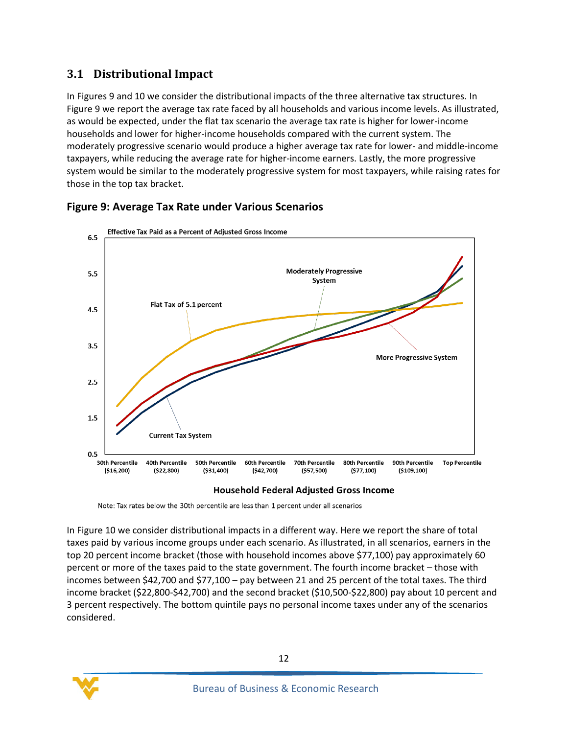## 3.1 Distributional Impact

In Figures 9 and 10 we consider the distributional impacts of the three alternative tax structures. In Figure 9 we report the average tax rate faced by all households and various income levels. As illustrated, as would be expected, under the flat tax scenario the average tax rate is higher for lower-income households and lower for higher-income households compared with the current system. The moderately progressive scenario would produce a higher average tax rate for lower- and middle-income taxpayers, while reducing the average rate for higher-income earners. Lastly, the more progressive system would be similar to the moderately progressive system for most taxpayers, while raising rates for those in the top tax bracket.

### Figure 9: Average Tax Rate under Various Scenarios

Effective Tax Paid as a Percent of Adjusted Gross Income

Household Federal Adjusted Gross Income

Note: Tax rates below the 30th percentile are less than 1 percent under all scenarios

In Figure 10 we consider distributional impacts in a different way. Here we report the share of total taxes paid by various income groups under each scenario. As illustrated, in all scenarios, earners in the top 20 percent income bracket (those with household incomes above $77,100) pay approximately 60 percent or more of the taxes paid to the state government. The fourth income bracket – those with incomes between $42,700 and $77,100 – pay between 21 and 25 percent of the total taxes. The third income bracket ($22,800-$42,700) and the second bracket ($10,500-$22,800) pay about 10 percent and 3 percent respectively. The bottom quintile pays no personal income taxes under any of the scenarios considered.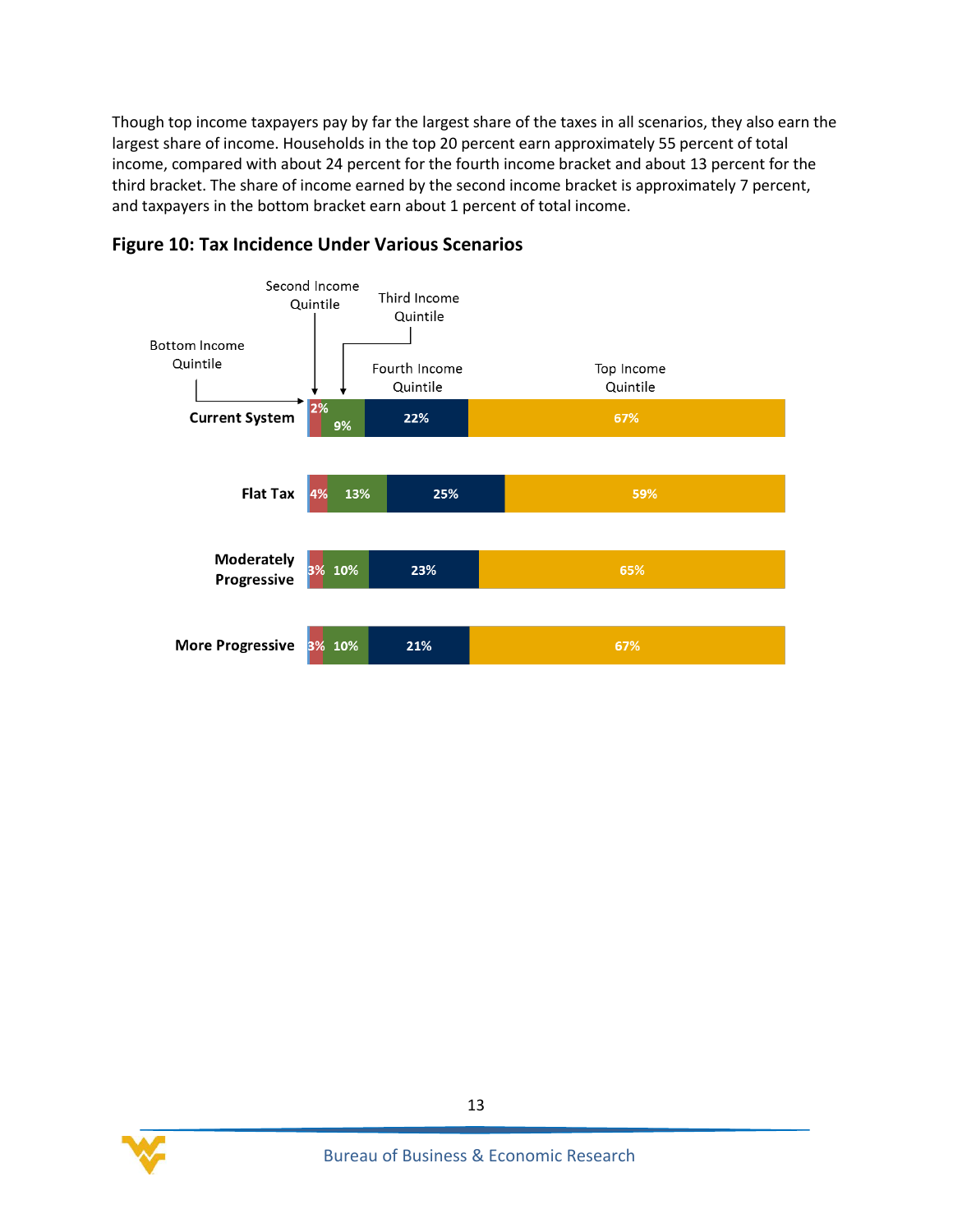Though top income taxpayers pay by far the largest share of the taxes in all scenarios, they also earn the largest share of income. Households in the top 20 percent earn approximately 55 percent of total income, compared with about 24 percent for the fourth income bracket and about 13 percent for the third bracket. The share of income earned by the second income bracket is approximately 7 percent, and taxpayers in the bottom bracket earn about 1 percent of total income.

### Figure 10: Tax Incidence Under Various Scenarios

| Scenario | Bottom Income Quintile | Second Income Quintile | Third Income Quintile | Fourth Income Quintile | Top Income Quintile |
|---|---|---|---|---|---|
| Current System | | 2% | 9% | 22% | 67% |
| Flat Tax | | 4% | 13% | 25% | 59% |
| Moderately Progressive | | 3% | 10% | 23% | 65% |
| More Progressive | | 3% | 10% | 21% | 67% |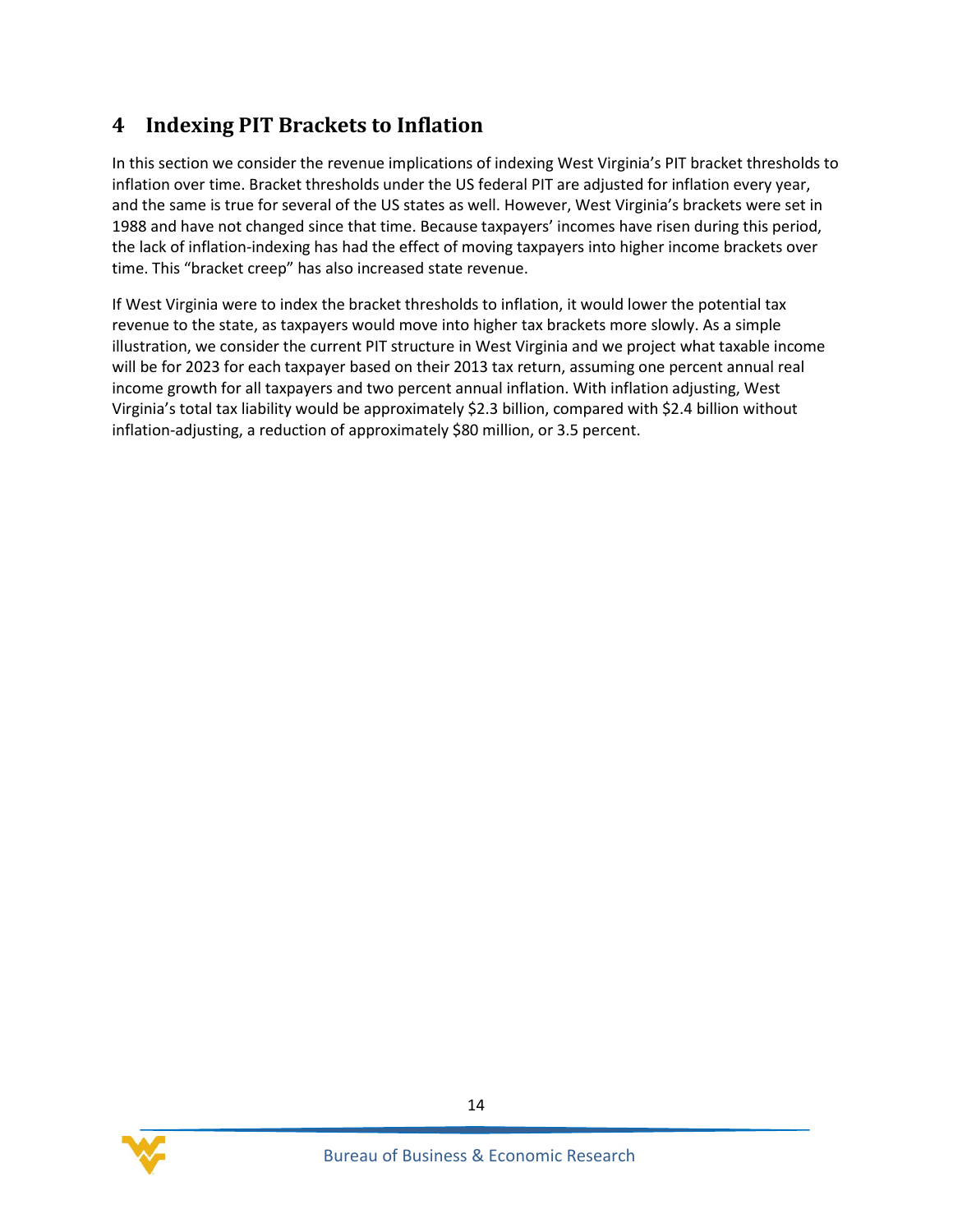## 4 Indexing PIT Brackets to Inflation

In this section we consider the revenue implications of indexing West Virginia's PIT bracket thresholds to inflation over time. Bracket thresholds under the US federal PIT are adjusted for inflation every year, and the same is true for several of the US states as well. However, West Virginia's brackets were set in 1988 and have not changed since that time. Because taxpayers' incomes have risen during this period, the lack of inflation-indexing has had the effect of moving taxpayers into higher income brackets over time. This "bracket creep" has also increased state revenue.

If West Virginia were to index the bracket thresholds to inflation, it would lower the potential tax revenue to the state, as taxpayers would move into higher tax brackets more slowly. As a simple illustration, we consider the current PIT structure in West Virginia and we project what taxable income will be for 2023 for each taxpayer based on their 2013 tax return, assuming one percent annual real income growth for all taxpayers and two percent annual inflation. With inflation adjusting, West Virginia's total tax liability would be approximately $2.3 billion, compared with $2.4 billion without inflation-adjusting, a reduction of approximately $80 million, or 3.5 percent.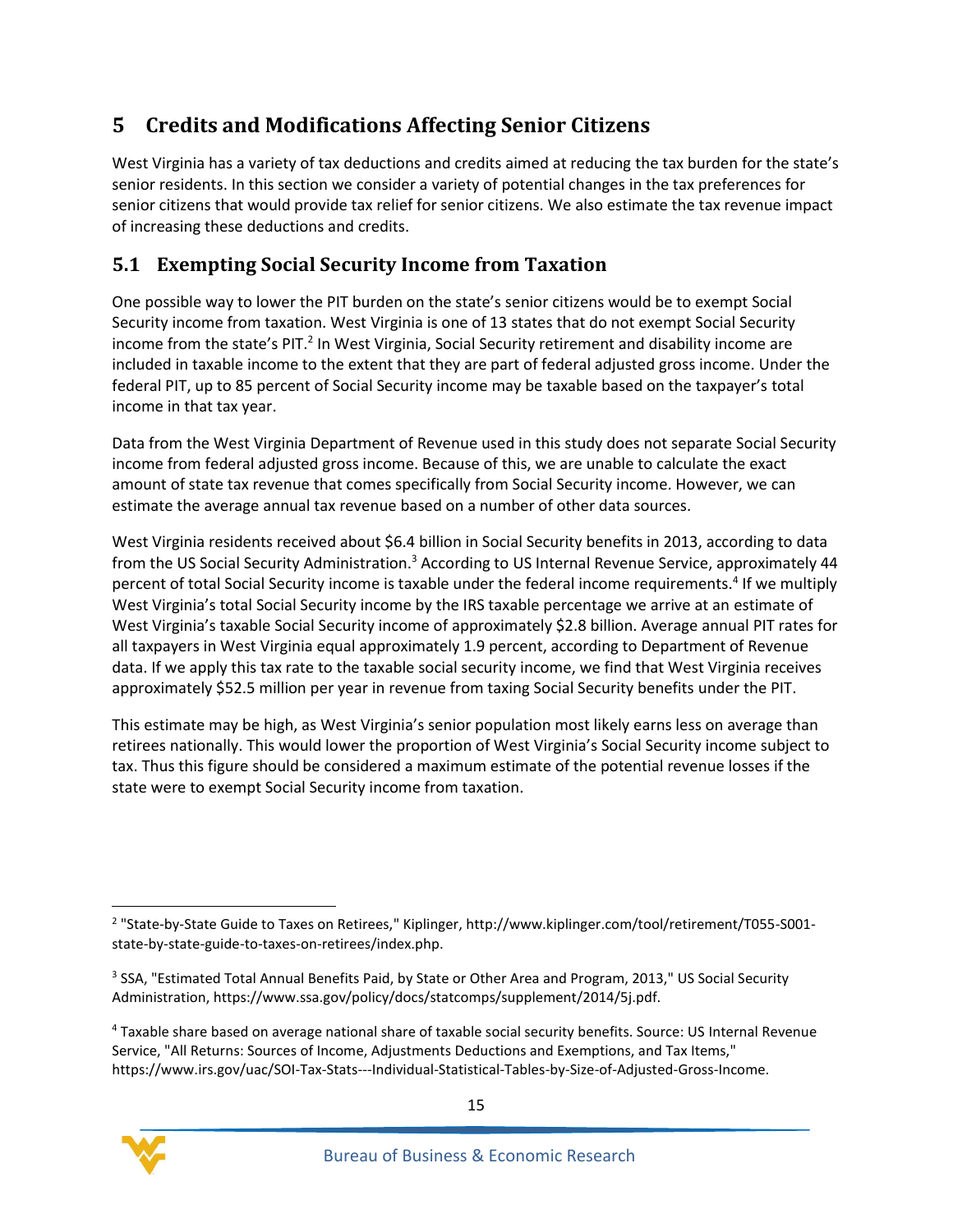# 5 Credits and Modifications Affecting Senior Citizens

West Virginia has a variety of tax deductions and credits aimed at reducing the tax burden for the state's senior residents. In this section we consider a variety of potential changes in the tax preferences for senior citizens that would provide tax relief for senior citizens. We also estimate the tax revenue impact of increasing these deductions and credits.

## 5.1 Exempting Social Security Income from Taxation

One possible way to lower the PIT burden on the state's senior citizens would be to exempt Social Security income from taxation. West Virginia is one of 13 states that do not exempt Social Security income from the state's PIT.[2] In West Virginia, Social Security retirement and disability income are included in taxable income to the extent that they are part of federal adjusted gross income. Under the federal PIT, up to 85 percent of Social Security income may be taxable based on the taxpayer's total income in that tax year.

Data from the West Virginia Department of Revenue used in this study does not separate Social Security income from federal adjusted gross income. Because of this, we are unable to calculate the exact amount of state tax revenue that comes specifically from Social Security income. However, we can estimate the average annual tax revenue based on a number of other data sources.

West Virginia residents received about $6.4 billion in Social Security benefits in 2013, according to data from the US Social Security Administration.[3] According to US Internal Revenue Service, approximately 44 percent of total Social Security income is taxable under the federal income requirements.[4] If we multiply West Virginia's total Social Security income by the IRS taxable percentage we arrive at an estimate of West Virginia's taxable Social Security income of approximately $2.8 billion. Average annual PIT rates for all taxpayers in West Virginia equal approximately 1.9 percent, according to Department of Revenue data. If we apply this tax rate to the taxable social security income, we find that West Virginia receives approximately $52.5 million per year in revenue from taxing Social Security benefits under the PIT.

This estimate may be high, as West Virginia's senior population most likely earns less on average than retirees nationally. This would lower the proportion of West Virginia's Social Security income subject to tax. Thus this figure should be considered a maximum estimate of the potential revenue losses if the state were to exempt Social Security income from taxation.

---

[2] "State-by-State Guide to Taxes on Retirees," Kiplinger, http://www.kiplinger.com/tool/retirement/T055-S001-state-by-state-guide-to-taxes-on-retirees/index.php.

[3] SSA, "Estimated Total Annual Benefits Paid, by State or Other Area and Program, 2013," US Social Security Administration, https://www.ssa.gov/policy/docs/statcomps/supplement/2014/5j.pdf.

[4] Taxable share based on average national share of taxable social security benefits. Source: US Internal Revenue Service, "All Returns: Sources of Income, Adjustments Deductions and Exemptions, and Tax Items," https://www.irs.gov/uac/SOI-Tax-Stats---Individual-Statistical-Tables-by-Size-of-Adjusted-Gross-Income.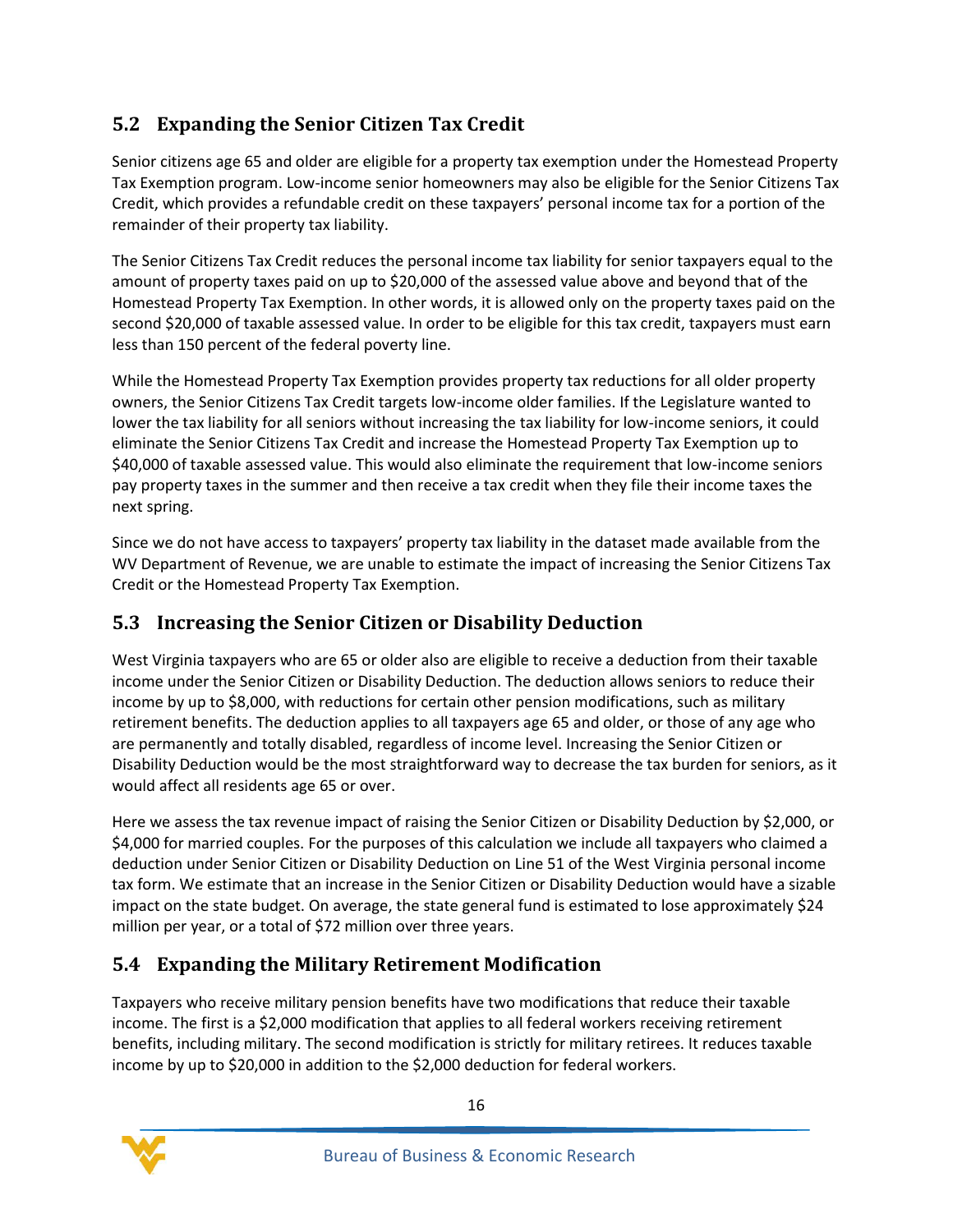## 5.2 Expanding the Senior Citizen Tax Credit

Senior citizens age 65 and older are eligible for a property tax exemption under the Homestead Property Tax Exemption program. Low-income senior homeowners may also be eligible for the Senior Citizens Tax Credit, which provides a refundable credit on these taxpayers' personal income tax for a portion of the remainder of their property tax liability.

The Senior Citizens Tax Credit reduces the personal income tax liability for senior taxpayers equal to the amount of property taxes paid on up to $20,000 of the assessed value above and beyond that of the Homestead Property Tax Exemption. In other words, it is allowed only on the property taxes paid on the second $20,000 of taxable assessed value. In order to be eligible for this tax credit, taxpayers must earn less than 150 percent of the federal poverty line.

While the Homestead Property Tax Exemption provides property tax reductions for all older property owners, the Senior Citizens Tax Credit targets low-income older families. If the Legislature wanted to lower the tax liability for all seniors without increasing the tax liability for low-income seniors, it could eliminate the Senior Citizens Tax Credit and increase the Homestead Property Tax Exemption up to $40,000 of taxable assessed value. This would also eliminate the requirement that low-income seniors pay property taxes in the summer and then receive a tax credit when they file their income taxes the next spring.

Since we do not have access to taxpayers' property tax liability in the dataset made available from the WV Department of Revenue, we are unable to estimate the impact of increasing the Senior Citizens Tax Credit or the Homestead Property Tax Exemption.

## 5.3 Increasing the Senior Citizen or Disability Deduction

West Virginia taxpayers who are 65 or older also are eligible to receive a deduction from their taxable income under the Senior Citizen or Disability Deduction. The deduction allows seniors to reduce their income by up to $8,000, with reductions for certain other pension modifications, such as military retirement benefits. The deduction applies to all taxpayers age 65 and older, or those of any age who are permanently and totally disabled, regardless of income level. Increasing the Senior Citizen or Disability Deduction would be the most straightforward way to decrease the tax burden for seniors, as it would affect all residents age 65 or over.

Here we assess the tax revenue impact of raising the Senior Citizen or Disability Deduction by $2,000, or $4,000 for married couples. For the purposes of this calculation we include all taxpayers who claimed a deduction under Senior Citizen or Disability Deduction on Line 51 of the West Virginia personal income tax form. We estimate that an increase in the Senior Citizen or Disability Deduction would have a sizable impact on the state budget. On average, the state general fund is estimated to lose approximately $24 million per year, or a total of $72 million over three years.

## 5.4 Expanding the Military Retirement Modification

Taxpayers who receive military pension benefits have two modifications that reduce their taxable income. The first is a $2,000 modification that applies to all federal workers receiving retirement benefits, including military. The second modification is strictly for military retirees. It reduces taxable income by up to $20,000 in addition to the $2,000 deduction for federal workers.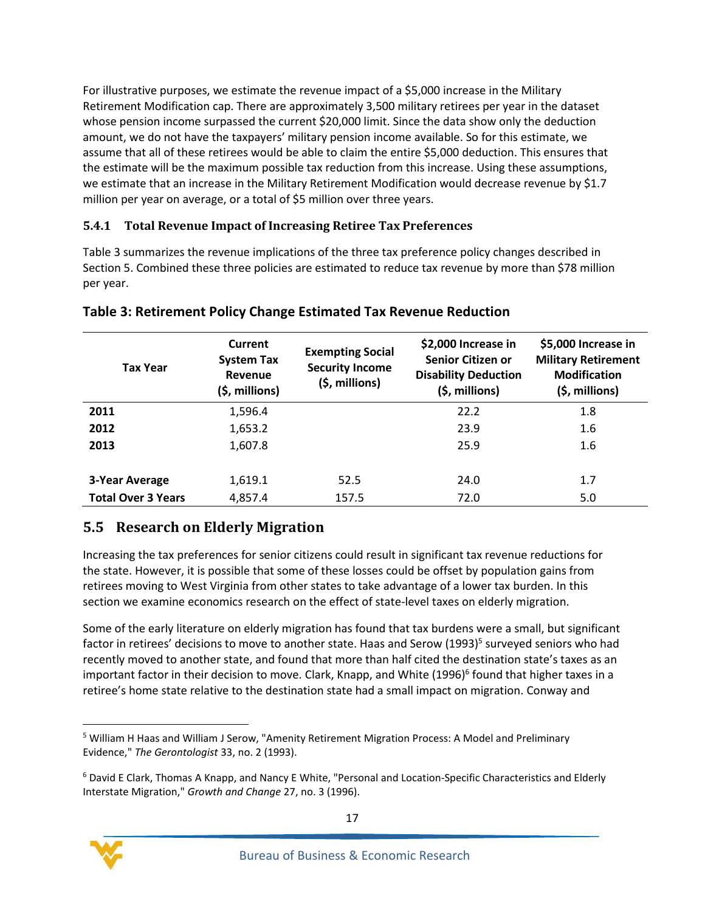For illustrative purposes, we estimate the revenue impact of a $5,000 increase in the Military Retirement Modification cap. There are approximately 3,500 military retirees per year in the dataset whose pension income surpassed the current $20,000 limit. Since the data show only the deduction amount, we do not have the taxpayers' military pension income available. So for this estimate, we assume that all of these retirees would be able to claim the entire $5,000 deduction. This ensures that the estimate will be the maximum possible tax reduction from this increase. Using these assumptions, we estimate that an increase in the Military Retirement Modification would decrease revenue by $1.7 million per year on average, or a total of $5 million over three years.

### 5.4.1 Total Revenue Impact of Increasing Retiree Tax Preferences

Table 3 summarizes the revenue implications of the three tax preference policy changes described in Section 5. Combined these three policies are estimated to reduce tax revenue by more than $78 million per year.

**Table 3: Retirement Policy Change Estimated Tax Revenue Reduction**

| Tax Year | Current System Tax Revenue ($, millions) | Exempting Social Security Income ($, millions) | $2,000 Increase in Senior Citizen or Disability Deduction ($, millions) | $5,000 Increase in Military Retirement Modification ($, millions) |
|---|---|---|---|---|
| **2011** | 1,596.4 | | 22.2 | 1.8 |
| **2012** | 1,653.2 | | 23.9 | 1.6 |
| **2013** | 1,607.8 | | 25.9 | 1.6 |
| | | | | |
| **3-Year Average** | 1,619.1 | 52.5 | 24.0 | 1.7 |
| **Total Over 3 Years** | 4,857.4 | 157.5 | 72.0 | 5.0 |

## 5.5 Research on Elderly Migration

Increasing the tax preferences for senior citizens could result in significant tax revenue reductions for the state. However, it is possible that some of these losses could be offset by population gains from retirees moving to West Virginia from other states to take advantage of a lower tax burden. In this section we examine economics research on the effect of state-level taxes on elderly migration.

Some of the early literature on elderly migration has found that tax burdens were a small, but significant factor in retirees' decisions to move to another state. Haas and Serow (1993)[5] surveyed seniors who had recently moved to another state, and found that more than half cited the destination state's taxes as an important factor in their decision to move. Clark, Knapp, and White (1996)[6] found that higher taxes in a retiree's home state relative to the destination state had a small impact on migration. Conway and

[5] William H Haas and William J Serow, "Amenity Retirement Migration Process: A Model and Preliminary Evidence," *The Gerontologist* 33, no. 2 (1993).

[6] David E Clark, Thomas A Knapp, and Nancy E White, "Personal and Location-Specific Characteristics and Elderly Interstate Migration," *Growth and Change* 27, no. 3 (1996).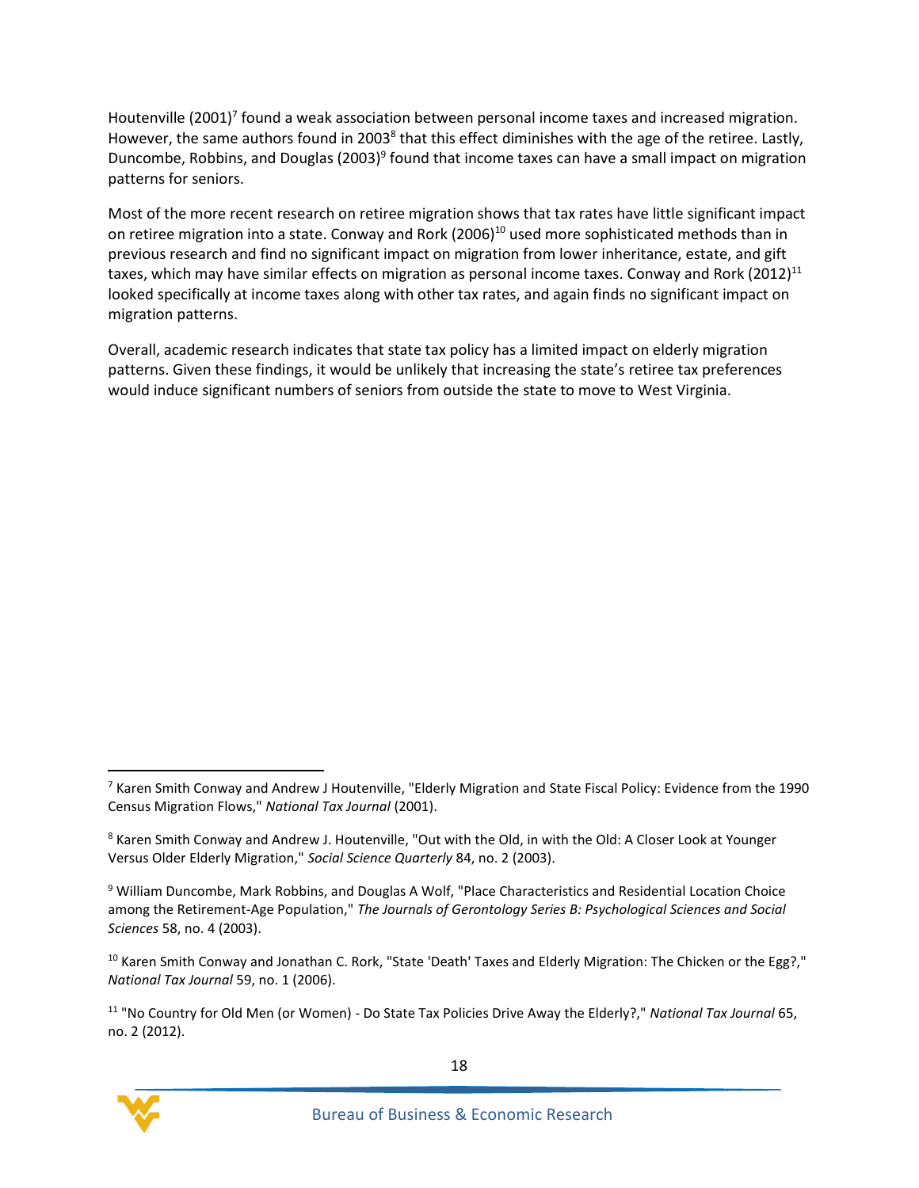Houtenville (2001)[7] found a weak association between personal income taxes and increased migration. However, the same authors found in 2003[8] that this effect diminishes with the age of the retiree. Lastly, Duncombe, Robbins, and Douglas (2003)[9] found that income taxes can have a small impact on migration patterns for seniors.

Most of the more recent research on retiree migration shows that tax rates have little significant impact on retiree migration into a state. Conway and Rork (2006)[10] used more sophisticated methods than in previous research and find no significant impact on migration from lower inheritance, estate, and gift taxes, which may have similar effects on migration as personal income taxes. Conway and Rork (2012)[11] looked specifically at income taxes along with other tax rates, and again finds no significant impact on migration patterns.

Overall, academic research indicates that state tax policy has a limited impact on elderly migration patterns. Given these findings, it would be unlikely that increasing the state's retiree tax preferences would induce significant numbers of seniors from outside the state to move to West Virginia.

---

[7] Karen Smith Conway and Andrew J Houtenville, "Elderly Migration and State Fiscal Policy: Evidence from the 1990 Census Migration Flows," *National Tax Journal* (2001).

[8] Karen Smith Conway and Andrew J. Houtenville, "Out with the Old, in with the Old: A Closer Look at Younger Versus Older Elderly Migration," *Social Science Quarterly* 84, no. 2 (2003).

[9] William Duncombe, Mark Robbins, and Douglas A Wolf, "Place Characteristics and Residential Location Choice among the Retirement-Age Population," *The Journals of Gerontology Series B: Psychological Sciences and Social Sciences* 58, no. 4 (2003).

[10] Karen Smith Conway and Jonathan C. Rork, "State 'Death' Taxes and Elderly Migration: The Chicken or the Egg?," *National Tax Journal* 59, no. 1 (2006).

[11] "No Country for Old Men (or Women) - Do State Tax Policies Drive Away the Elderly?," *National Tax Journal* 65, no. 2 (2012).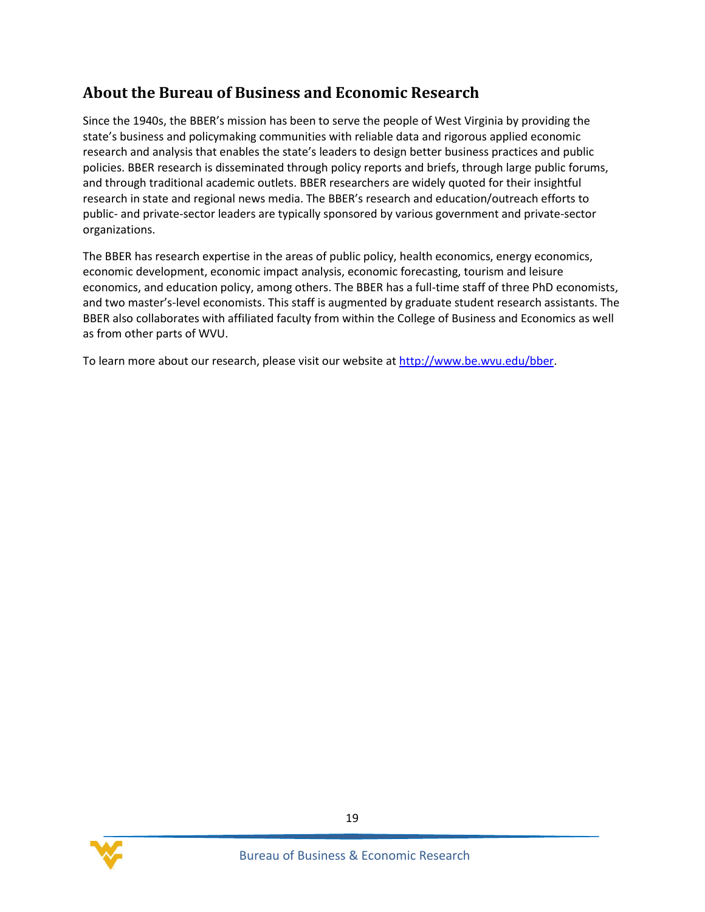## About the Bureau of Business and Economic Research

Since the 1940s, the BBER's mission has been to serve the people of West Virginia by providing the state's business and policymaking communities with reliable data and rigorous applied economic research and analysis that enables the state's leaders to design better business practices and public policies. BBER research is disseminated through policy reports and briefs, through large public forums, and through traditional academic outlets. BBER researchers are widely quoted for their insightful research in state and regional news media. The BBER's research and education/outreach efforts to public- and private-sector leaders are typically sponsored by various government and private-sector organizations.

The BBER has research expertise in the areas of public policy, health economics, energy economics, economic development, economic impact analysis, economic forecasting, tourism and leisure economics, and education policy, among others. The BBER has a full-time staff of three PhD economists, and two master's-level economists. This staff is augmented by graduate student research assistants. The BBER also collaborates with affiliated faculty from within the College of Business and Economics as well as from other parts of WVU.

To learn more about our research, please visit our website at http://www.be.wvu.edu/bber.